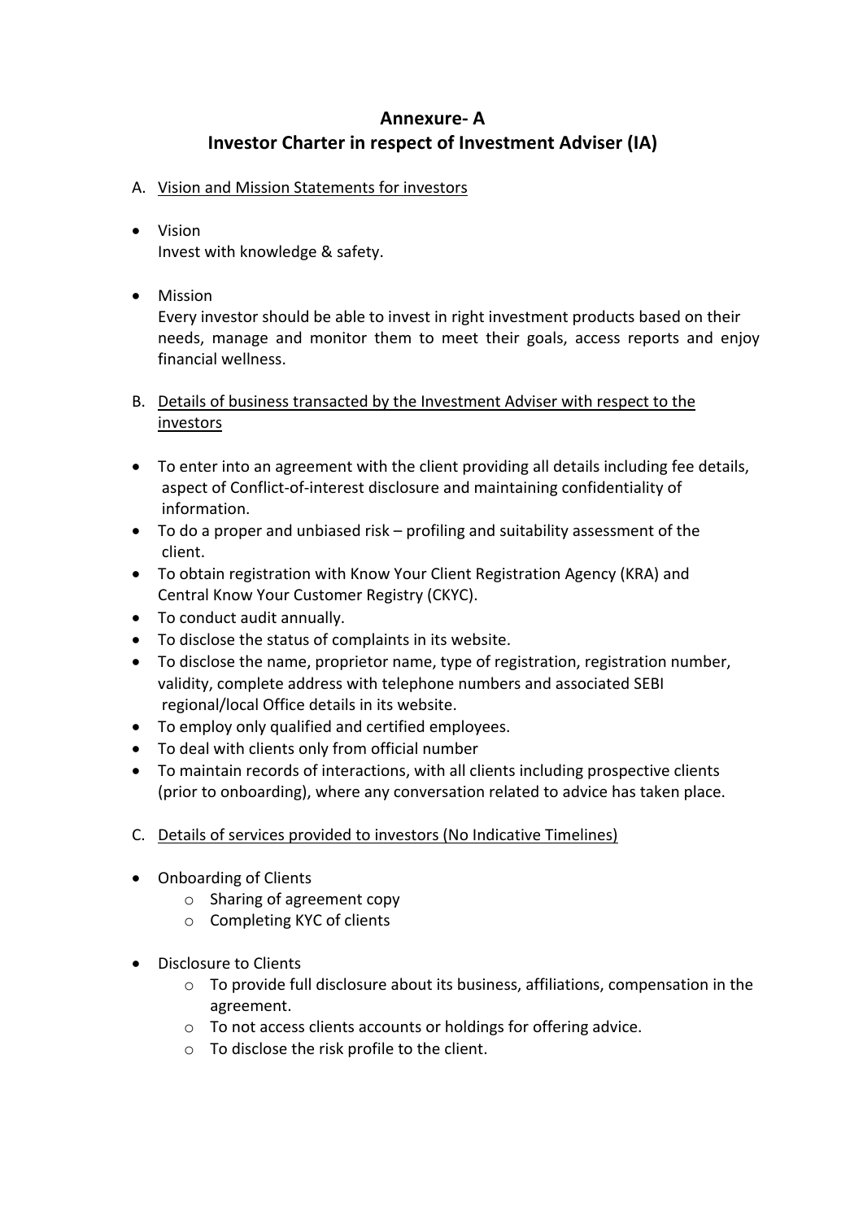# Annexure- A
# Investor Charter in respect of Investment Adviser (IA)

A. Vision and Mission Statements for investors

- Vision
  Invest with knowledge & safety.

- Mission
  Every investor should be able to invest in right investment products based on their needs, manage and monitor them to meet their goals, access reports and enjoy financial wellness.

B. Details of business transacted by the Investment Adviser with respect to the investors

- To enter into an agreement with the client providing all details including fee details, aspect of Conflict-of-interest disclosure and maintaining confidentiality of information.
- To do a proper and unbiased risk – profiling and suitability assessment of the client.
- To obtain registration with Know Your Client Registration Agency (KRA) and Central Know Your Customer Registry (CKYC).
- To conduct audit annually.
- To disclose the status of complaints in its website.
- To disclose the name, proprietor name, type of registration, registration number, validity, complete address with telephone numbers and associated SEBI regional/local Office details in its website.
- To employ only qualified and certified employees.
- To deal with clients only from official number
- To maintain records of interactions, with all clients including prospective clients (prior to onboarding), where any conversation related to advice has taken place.

C. Details of services provided to investors (No Indicative Timelines)

- Onboarding of Clients
  - Sharing of agreement copy
  - Completing KYC of clients

- Disclosure to Clients
  - To provide full disclosure about its business, affiliations, compensation in the agreement.
  - To not access clients accounts or holdings for offering advice.
  - To disclose the risk profile to the client.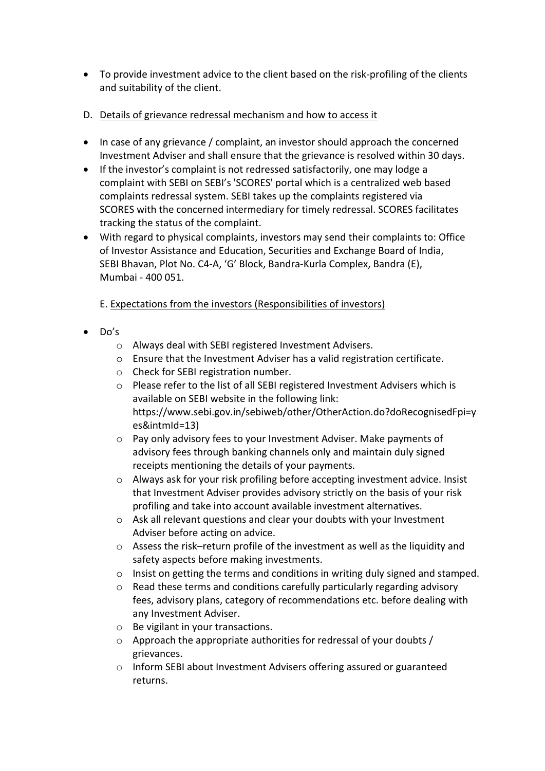- To provide investment advice to the client based on the risk-profiling of the clients and suitability of the client.

D. Details of grievance redressal mechanism and how to access it

- In case of any grievance / complaint, an investor should approach the concerned Investment Adviser and shall ensure that the grievance is resolved within 30 days.
- If the investor's complaint is not redressed satisfactorily, one may lodge a complaint with SEBI on SEBI's 'SCORES' portal which is a centralized web based complaints redressal system. SEBI takes up the complaints registered via SCORES with the concerned intermediary for timely redressal. SCORES facilitates tracking the status of the complaint.
- With regard to physical complaints, investors may send their complaints to: Office of Investor Assistance and Education, Securities and Exchange Board of India, SEBI Bhavan, Plot No. C4-A, 'G' Block, Bandra-Kurla Complex, Bandra (E), Mumbai - 400 051.

E. Expectations from the investors (Responsibilities of investors)

- Do's
  - Always deal with SEBI registered Investment Advisers.
  - Ensure that the Investment Adviser has a valid registration certificate.
  - Check for SEBI registration number.
  - Please refer to the list of all SEBI registered Investment Advisers which is available on SEBI website in the following link: https://www.sebi.gov.in/sebiweb/other/OtherAction.do?doRecognisedFpi=yes&intmId=13)
  - Pay only advisory fees to your Investment Adviser. Make payments of advisory fees through banking channels only and maintain duly signed receipts mentioning the details of your payments.
  - Always ask for your risk profiling before accepting investment advice. Insist that Investment Adviser provides advisory strictly on the basis of your risk profiling and take into account available investment alternatives.
  - Ask all relevant questions and clear your doubts with your Investment Adviser before acting on advice.
  - Assess the risk–return profile of the investment as well as the liquidity and safety aspects before making investments.
  - Insist on getting the terms and conditions in writing duly signed and stamped.
  - Read these terms and conditions carefully particularly regarding advisory fees, advisory plans, category of recommendations etc. before dealing with any Investment Adviser.
  - Be vigilant in your transactions.
  - Approach the appropriate authorities for redressal of your doubts / grievances.
  - Inform SEBI about Investment Advisers offering assured or guaranteed returns.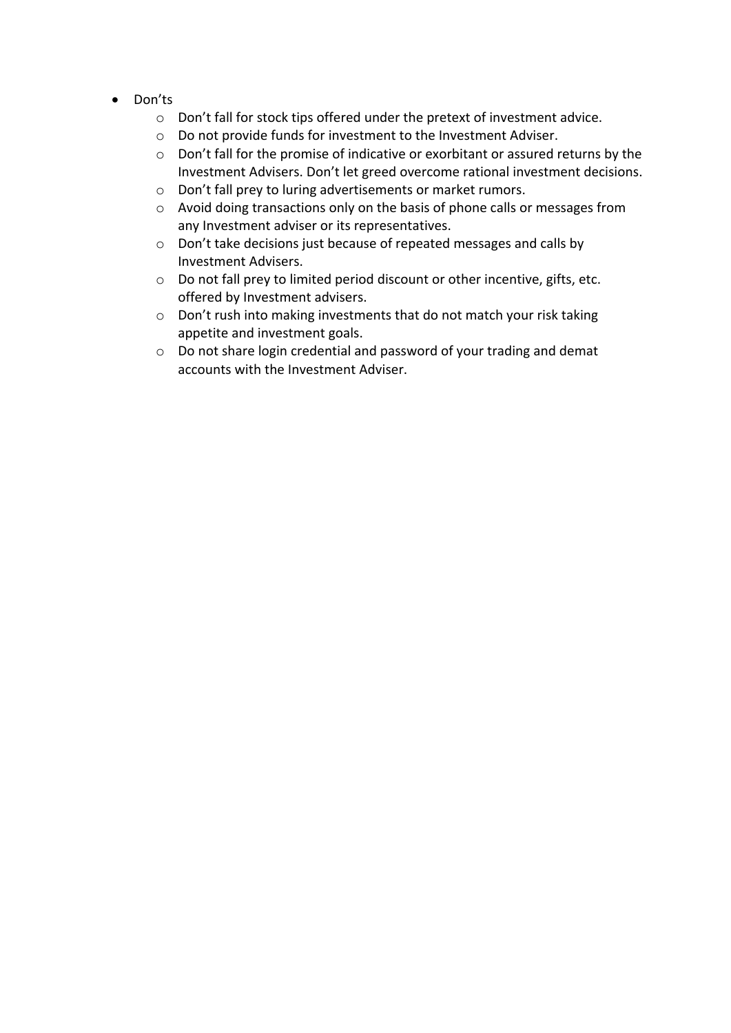- Don’ts
  - Don’t fall for stock tips offered under the pretext of investment advice.
  - Do not provide funds for investment to the Investment Adviser.
  - Don’t fall for the promise of indicative or exorbitant or assured returns by the Investment Advisers. Don’t let greed overcome rational investment decisions.
  - Don’t fall prey to luring advertisements or market rumors.
  - Avoid doing transactions only on the basis of phone calls or messages from any Investment adviser or its representatives.
  - Don’t take decisions just because of repeated messages and calls by Investment Advisers.
  - Do not fall prey to limited period discount or other incentive, gifts, etc. offered by Investment advisers.
  - Don’t rush into making investments that do not match your risk taking appetite and investment goals.
  - Do not share login credential and password of your trading and demat accounts with the Investment Adviser.